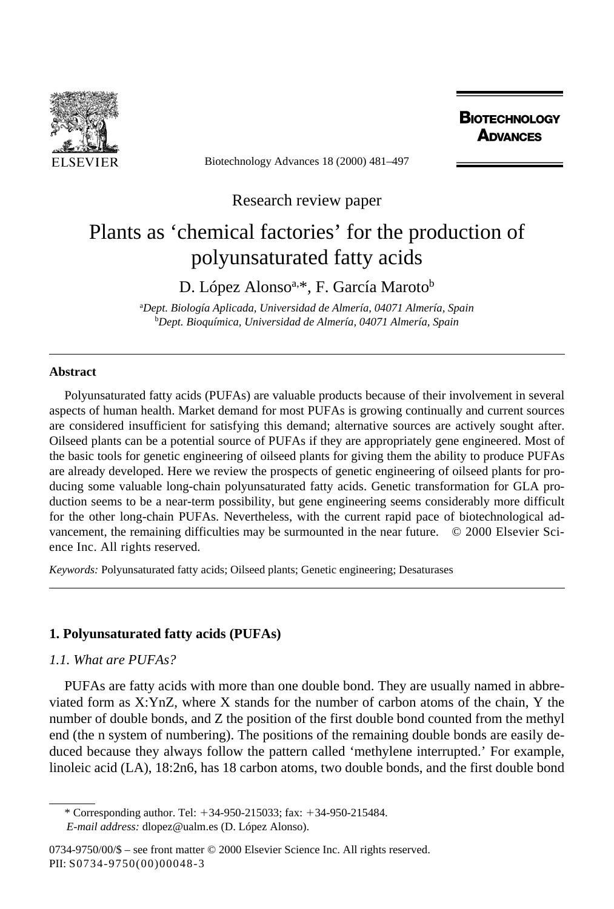Research review paper

# Plants as 'chemical factories' for the production of polyunsaturated fatty acids

D. López Alonso[a,*], F. García Maroto[b]

[a]*Dept. Biología Aplicada, Universidad de Almería, 04071 Almería, Spain*
[b]*Dept. Bioquímica, Universidad de Almería, 04071 Almería, Spain*

---

### Abstract

Polyunsaturated fatty acids (PUFAs) are valuable products because of their involvement in several aspects of human health. Market demand for most PUFAs is growing continually and current sources are considered insufficient for satisfying this demand; alternative sources are actively sought after. Oilseed plants can be a potential source of PUFAs if they are appropriately gene engineered. Most of the basic tools for genetic engineering of oilseed plants for giving them the ability to produce PUFAs are already developed. Here we review the prospects of genetic engineering of oilseed plants for producing some valuable long-chain polyunsaturated fatty acids. Genetic transformation for GLA production seems to be a near-term possibility, but gene engineering seems considerably more difficult for the other long-chain PUFAs. Nevertheless, with the current rapid pace of biotechnological advancement, the remaining difficulties may be surmounted in the near future. © 2000 Elsevier Science Inc. All rights reserved.

*Keywords:* Polyunsaturated fatty acids; Oilseed plants; Genetic engineering; Desaturases

---

## 1. Polyunsaturated fatty acids (PUFAs)

### *1.1. What are PUFAs?*

PUFAs are fatty acids with more than one double bond. They are usually named in abbreviated form as X:YnZ, where X stands for the number of carbon atoms of the chain, Y the number of double bonds, and Z the position of the first double bond counted from the methyl end (the n system of numbering). The positions of the remaining double bonds are easily deduced because they always follow the pattern called 'methylene interrupted.' For example, linoleic acid (LA), 18:2n6, has 18 carbon atoms, two double bonds, and the first double bond

---

\* Corresponding author. Tel: +34-950-215033; fax: +34-950-215484.
*E-mail address:* dlopez@ualm.es (D. López Alonso).

0734-9750/00/$ – see front matter © 2000 Elsevier Science Inc. All rights reserved.
PII: S0734-9750(00)00048-3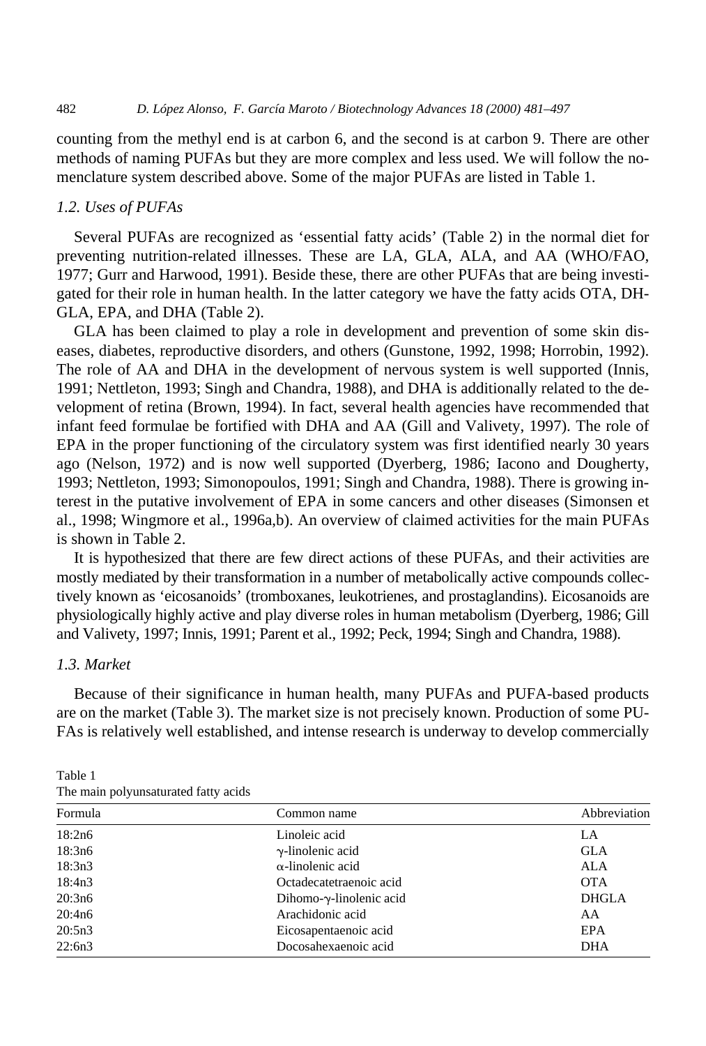counting from the methyl end is at carbon 6, and the second is at carbon 9. There are other methods of naming PUFAs but they are more complex and less used. We will follow the nomenclature system described above. Some of the major PUFAs are listed in Table 1.

### *1.2. Uses of PUFAs*

Several PUFAs are recognized as 'essential fatty acids' (Table 2) in the normal diet for preventing nutrition-related illnesses. These are LA, GLA, ALA, and AA (WHO/FAO, 1977; Gurr and Harwood, 1991). Beside these, there are other PUFAs that are being investigated for their role in human health. In the latter category we have the fatty acids OTA, DHGLA, EPA, and DHA (Table 2).

GLA has been claimed to play a role in development and prevention of some skin diseases, diabetes, reproductive disorders, and others (Gunstone, 1992, 1998; Horrobin, 1992). The role of AA and DHA in the development of nervous system is well supported (Innis, 1991; Nettleton, 1993; Singh and Chandra, 1988), and DHA is additionally related to the development of retina (Brown, 1994). In fact, several health agencies have recommended that infant feed formulae be fortified with DHA and AA (Gill and Valivety, 1997). The role of EPA in the proper functioning of the circulatory system was first identified nearly 30 years ago (Nelson, 1972) and is now well supported (Dyerberg, 1986; Iacono and Dougherty, 1993; Nettleton, 1993; Simonopoulos, 1991; Singh and Chandra, 1988). There is growing interest in the putative involvement of EPA in some cancers and other diseases (Simonsen et al., 1998; Wingmore et al., 1996a,b). An overview of claimed activities for the main PUFAs is shown in Table 2.

It is hypothesized that there are few direct actions of these PUFAs, and their activities are mostly mediated by their transformation in a number of metabolically active compounds collectively known as 'eicosanoids' (tromboxanes, leukotrienes, and prostaglandins). Eicosanoids are physiologically highly active and play diverse roles in human metabolism (Dyerberg, 1986; Gill and Valivety, 1997; Innis, 1991; Parent et al., 1992; Peck, 1994; Singh and Chandra, 1988).

### *1.3. Market*

Because of their significance in human health, many PUFAs and PUFA-based products are on the market (Table 3). The market size is not precisely known. Production of some PUFAs is relatively well established, and intense research is underway to develop commercially

Table 1
The main polyunsaturated fatty acids

| Formula | Common name | Abbreviation |
|---|---|---|
| 18:2n6 | Linoleic acid | LA |
| 18:3n6 | γ-linolenic acid | GLA |
| 18:3n3 | α-linolenic acid | ALA |
| 18:4n3 | Octadecatetraenoic acid | OTA |
| 20:3n6 | Dihomo-γ-linolenic acid | DHGLA |
| 20:4n6 | Arachidonic acid | AA |
| 20:5n3 | Eicosapentaenoic acid | EPA |
| 22:6n3 | Docosahexaenoic acid | DHA |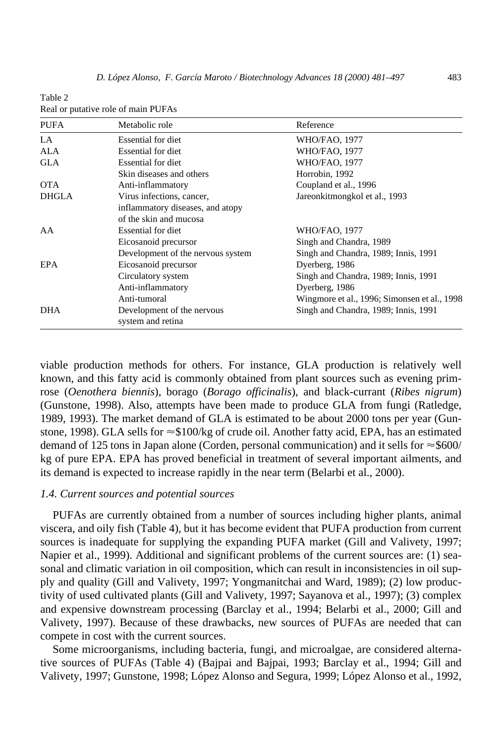Table 2
Real or putative role of main PUFAs

| PUFA | Metabolic role | Reference |
|---|---|---|
| LA | Essential for diet | WHO/FAO, 1977 |
| ALA | Essential for diet | WHO/FAO, 1977 |
| GLA | Essential for diet | WHO/FAO, 1977 |
| | Skin diseases and others | Horrobin, 1992 |
| OTA | Anti-inflammatory | Coupland et al., 1996 |
| DHGLA | Virus infections, cancer, inflammatory diseases, and atopy of the skin and mucosa | Jareonkitmongkol et al., 1993 |
| AA | Essential for diet | WHO/FAO, 1977 |
| | Eicosanoid precursor | Singh and Chandra, 1989 |
| | Development of the nervous system | Singh and Chandra, 1989; Innis, 1991 |
| EPA | Eicosanoid precursor | Dyerberg, 1986 |
| | Circulatory system | Singh and Chandra, 1989; Innis, 1991 |
| | Anti-inflammatory | Dyerberg, 1986 |
| | Anti-tumoral | Wingmore et al., 1996; Simonsen et al., 1998 |
| DHA | Development of the nervous system and retina | Singh and Chandra, 1989; Innis, 1991 |

viable production methods for others. For instance, GLA production is relatively well known, and this fatty acid is commonly obtained from plant sources such as evening primrose (*Oenothera biennis*), borago (*Borago officinalis*), and black-currant (*Ribes nigrum*) (Gunstone, 1998). Also, attempts have been made to produce GLA from fungi (Ratledge, 1989, 1993). The market demand of GLA is estimated to be about 2000 tons per year (Gunstone, 1998). GLA sells for ≈\$100/kg of crude oil. Another fatty acid, EPA, has an estimated demand of 125 tons in Japan alone (Corden, personal communication) and it sells for ≈\$600/kg of pure EPA. EPA has proved beneficial in treatment of several important ailments, and its demand is expected to increase rapidly in the near term (Belarbi et al., 2000).

### *1.4. Current sources and potential sources*

PUFAs are currently obtained from a number of sources including higher plants, animal viscera, and oily fish (Table 4), but it has become evident that PUFA production from current sources is inadequate for supplying the expanding PUFA market (Gill and Valivety, 1997; Napier et al., 1999). Additional and significant problems of the current sources are: (1) seasonal and climatic variation in oil composition, which can result in inconsistencies in oil supply and quality (Gill and Valivety, 1997; Yongmanitchai and Ward, 1989); (2) low productivity of used cultivated plants (Gill and Valivety, 1997; Sayanova et al., 1997); (3) complex and expensive downstream processing (Barclay et al., 1994; Belarbi et al., 2000; Gill and Valivety, 1997). Because of these drawbacks, new sources of PUFAs are needed that can compete in cost with the current sources.

Some microorganisms, including bacteria, fungi, and microalgae, are considered alternative sources of PUFAs (Table 4) (Bajpai and Bajpai, 1993; Barclay et al., 1994; Gill and Valivety, 1997; Gunstone, 1998; López Alonso and Segura, 1999; López Alonso et al., 1992,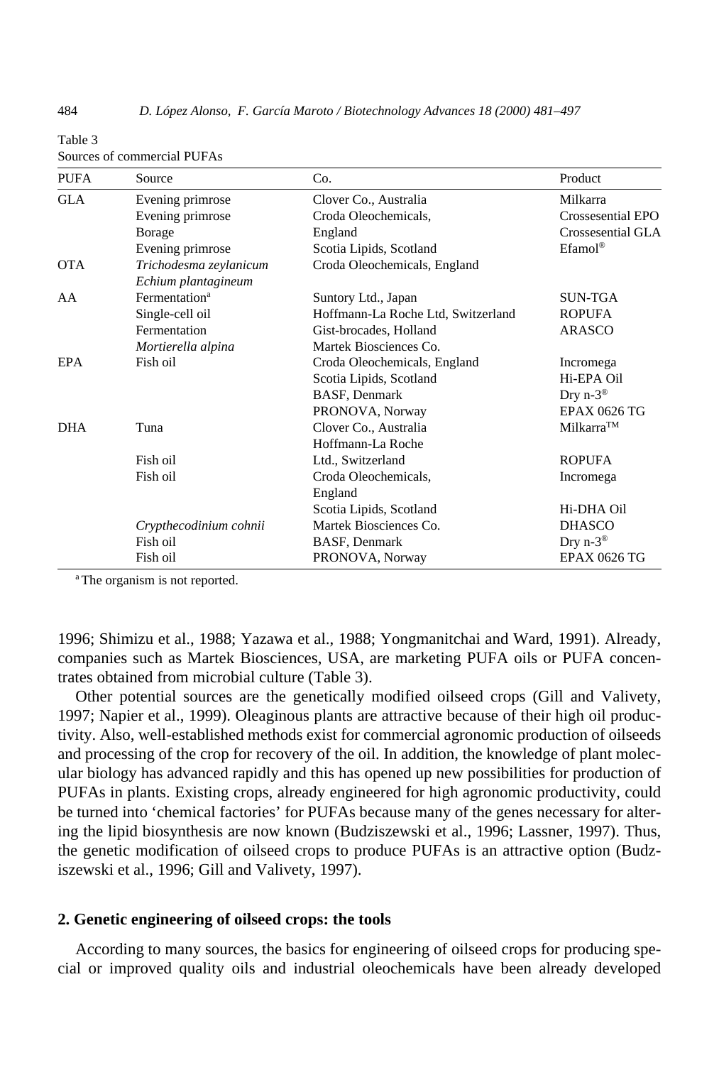Table 3
Sources of commercial PUFAs

| PUFA | Source | Co. | Product |
|---|---|---|---|
| GLA | Evening primrose | Clover Co., Australia | Milkarra |
| | Evening primrose | Croda Oleochemicals, | Crossesential EPO |
| | Borage | England | Crossesential GLA |
| | Evening primrose | Scotia Lipids, Scotland | Efamol® |
| OTA | *Trichodesma zeylanicum* | Croda Oleochemicals, England | |
| | *Echium plantagineum* | | |
| AA | Fermentation[a] | Suntory Ltd., Japan | SUN-TGA |
| | Single-cell oil | Hoffmann-La Roche Ltd, Switzerland | ROPUFA |
| | Fermentation | Gist-brocades, Holland | ARASCO |
| | *Mortierella alpina* | Martek Biosciences Co. | |
| EPA | Fish oil | Croda Oleochemicals, England | Incromega |
| | | Scotia Lipids, Scotland | Hi-EPA Oil |
| | | BASF, Denmark | Dry n-3® |
| | | PRONOVA, Norway | EPAX 0626 TG |
| DHA | Tuna | Clover Co., Australia | Milkarra™ |
| | | Hoffmann-La Roche | |
| | Fish oil | Ltd., Switzerland | ROPUFA |
| | Fish oil | Croda Oleochemicals, | Incromega |
| | | England | |
| | | Scotia Lipids, Scotland | Hi-DHA Oil |
| | *Crypthecodinium cohnii* | Martek Biosciences Co. | DHASCO |
| | Fish oil | BASF, Denmark | Dry n-3® |
| | Fish oil | PRONOVA, Norway | EPAX 0626 TG |

[a] The organism is not reported.

1996; Shimizu et al., 1988; Yazawa et al., 1988; Yongmanitchai and Ward, 1991). Already, companies such as Martek Biosciences, USA, are marketing PUFA oils or PUFA concentrates obtained from microbial culture (Table 3).

Other potential sources are the genetically modified oilseed crops (Gill and Valivety, 1997; Napier et al., 1999). Oleaginous plants are attractive because of their high oil productivity. Also, well-established methods exist for commercial agronomic production of oilseeds and processing of the crop for recovery of the oil. In addition, the knowledge of plant molecular biology has advanced rapidly and this has opened up new possibilities for production of PUFAs in plants. Existing crops, already engineered for high agronomic productivity, could be turned into 'chemical factories' for PUFAs because many of the genes necessary for altering the lipid biosynthesis are now known (Budziszewski et al., 1996; Lassner, 1997). Thus, the genetic modification of oilseed crops to produce PUFAs is an attractive option (Budziszewski et al., 1996; Gill and Valivety, 1997).

## 2. Genetic engineering of oilseed crops: the tools

According to many sources, the basics for engineering of oilseed crops for producing special or improved quality oils and industrial oleochemicals have been already developed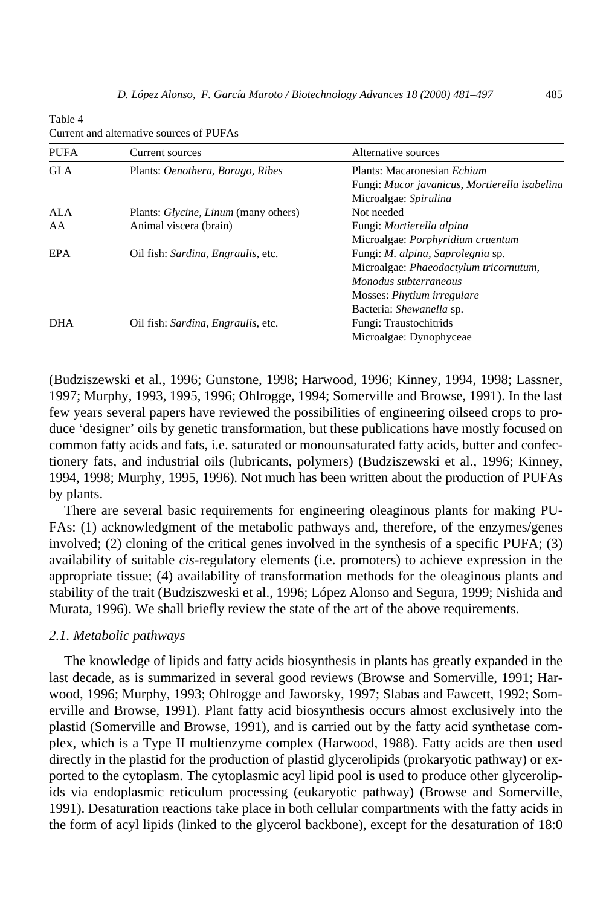Table 4
Current and alternative sources of PUFAs

| PUFA | Current sources | Alternative sources |
|---|---|---|
| GLA | Plants: *Oenothera, Borago, Ribes* | Plants: Macaronesian *Echium*<br>Fungi: *Mucor javanicus, Mortierella isabelina*<br>Microalgae: *Spirulina* |
| ALA | Plants: *Glycine, Linum* (many others) | Not needed |
| AA | Animal viscera (brain) | Fungi: *Mortierella alpina*<br>Microalgae: *Porphyridium cruentum* |
| EPA | Oil fish: *Sardina, Engraulis,* etc. | Fungi: *M. alpina, Saprolegnia* sp.<br>Microalgae: *Phaeodactylum tricornutum, Monodus subterraneous*<br>Mosses: *Phytium irregulare*<br>Bacteria: *Shewanella* sp. |
| DHA | Oil fish: *Sardina, Engraulis,* etc. | Fungi: Traustochitrids<br>Microalgae: Dynophyceae |

(Budziszewski et al., 1996; Gunstone, 1998; Harwood, 1996; Kinney, 1994, 1998; Lassner, 1997; Murphy, 1993, 1995, 1996; Ohlrogge, 1994; Somerville and Browse, 1991). In the last few years several papers have reviewed the possibilities of engineering oilseed crops to produce 'designer' oils by genetic transformation, but these publications have mostly focused on common fatty acids and fats, i.e. saturated or monounsaturated fatty acids, butter and confectionery fats, and industrial oils (lubricants, polymers) (Budziszewski et al., 1996; Kinney, 1994, 1998; Murphy, 1995, 1996). Not much has been written about the production of PUFAs by plants.

There are several basic requirements for engineering oleaginous plants for making PUFAs: (1) acknowledgment of the metabolic pathways and, therefore, of the enzymes/genes involved; (2) cloning of the critical genes involved in the synthesis of a specific PUFA; (3) availability of suitable *cis*-regulatory elements (i.e. promoters) to achieve expression in the appropriate tissue; (4) availability of transformation methods for the oleaginous plants and stability of the trait (Budziszweski et al., 1996; López Alonso and Segura, 1999; Nishida and Murata, 1996). We shall briefly review the state of the art of the above requirements.

### 2.1. Metabolic pathways

The knowledge of lipids and fatty acids biosynthesis in plants has greatly expanded in the last decade, as is summarized in several good reviews (Browse and Somerville, 1991; Harwood, 1996; Murphy, 1993; Ohlrogge and Jaworsky, 1997; Slabas and Fawcett, 1992; Somerville and Browse, 1991). Plant fatty acid biosynthesis occurs almost exclusively into the plastid (Somerville and Browse, 1991), and is carried out by the fatty acid synthetase complex, which is a Type II multienzyme complex (Harwood, 1988). Fatty acids are then used directly in the plastid for the production of plastid glycerolipids (prokaryotic pathway) or exported to the cytoplasm. The cytoplasmic acyl lipid pool is used to produce other glycerolipids via endoplasmic reticulum processing (eukaryotic pathway) (Browse and Somerville, 1991). Desaturation reactions take place in both cellular compartments with the fatty acids in the form of acyl lipids (linked to the glycerol backbone), except for the desaturation of 18:0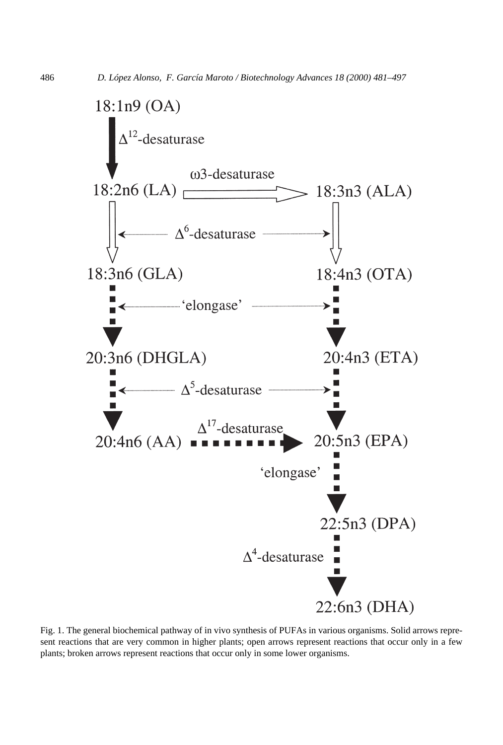18:1n9 (OA)

$\Delta^{12}$-desaturase

18:2n6 (LA) — ω3-desaturase → 18:3n3 (ALA)

$\Delta^{6}$-desaturase

18:3n6 (GLA) — 18:4n3 (OTA)

'elongase'

20:3n6 (DHGLA) — 20:4n3 (ETA)

$\Delta^{5}$-desaturase

20:4n6 (AA) — $\Delta^{17}$-desaturase → 20:5n3 (EPA)

'elongase'

22:5n3 (DPA)

$\Delta^{4}$-desaturase

22:6n3 (DHA)

Fig. 1. The general biochemical pathway of in vivo synthesis of PUFAs in various organisms. Solid arrows represent reactions that are very common in higher plants; open arrows represent reactions that occur only in a few plants; broken arrows represent reactions that occur only in some lower organisms.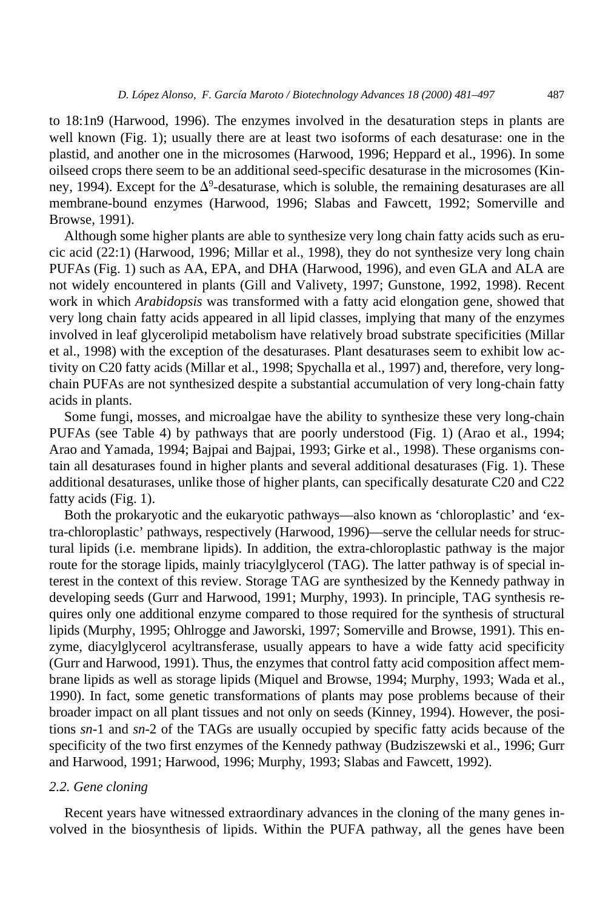to 18:1n9 (Harwood, 1996). The enzymes involved in the desaturation steps in plants are well known (Fig. 1); usually there are at least two isoforms of each desaturase: one in the plastid, and another one in the microsomes (Harwood, 1996; Heppard et al., 1996). In some oilseed crops there seem to be an additional seed-specific desaturase in the microsomes (Kinney, 1994). Except for the $\Delta^9$-desaturase, which is soluble, the remaining desaturases are all membrane-bound enzymes (Harwood, 1996; Slabas and Fawcett, 1992; Somerville and Browse, 1991).

Although some higher plants are able to synthesize very long chain fatty acids such as erucic acid (22:1) (Harwood, 1996; Millar et al., 1998), they do not synthesize very long chain PUFAs (Fig. 1) such as AA, EPA, and DHA (Harwood, 1996), and even GLA and ALA are not widely encountered in plants (Gill and Valivety, 1997; Gunstone, 1992, 1998). Recent work in which *Arabidopsis* was transformed with a fatty acid elongation gene, showed that very long chain fatty acids appeared in all lipid classes, implying that many of the enzymes involved in leaf glycerolipid metabolism have relatively broad substrate specificities (Millar et al., 1998) with the exception of the desaturases. Plant desaturases seem to exhibit low activity on C20 fatty acids (Millar et al., 1998; Spychalla et al., 1997) and, therefore, very long-chain PUFAs are not synthesized despite a substantial accumulation of very long-chain fatty acids in plants.

Some fungi, mosses, and microalgae have the ability to synthesize these very long-chain PUFAs (see Table 4) by pathways that are poorly understood (Fig. 1) (Arao et al., 1994; Arao and Yamada, 1994; Bajpai and Bajpai, 1993; Girke et al., 1998). These organisms contain all desaturases found in higher plants and several additional desaturases (Fig. 1). These additional desaturases, unlike those of higher plants, can specifically desaturate C20 and C22 fatty acids (Fig. 1).

Both the prokaryotic and the eukaryotic pathways—also known as 'chloroplastic' and 'extra-chloroplastic' pathways, respectively (Harwood, 1996)—serve the cellular needs for structural lipids (i.e. membrane lipids). In addition, the extra-chloroplastic pathway is the major route for the storage lipids, mainly triacylglycerol (TAG). The latter pathway is of special interest in the context of this review. Storage TAG are synthesized by the Kennedy pathway in developing seeds (Gurr and Harwood, 1991; Murphy, 1993). In principle, TAG synthesis requires only one additional enzyme compared to those required for the synthesis of structural lipids (Murphy, 1995; Ohlrogge and Jaworski, 1997; Somerville and Browse, 1991). This enzyme, diacylglycerol acyltransferase, usually appears to have a wide fatty acid specificity (Gurr and Harwood, 1991). Thus, the enzymes that control fatty acid composition affect membrane lipids as well as storage lipids (Miquel and Browse, 1994; Murphy, 1993; Wada et al., 1990). In fact, some genetic transformations of plants may pose problems because of their broader impact on all plant tissues and not only on seeds (Kinney, 1994). However, the positions *sn*-1 and *sn*-2 of the TAGs are usually occupied by specific fatty acids because of the specificity of the two first enzymes of the Kennedy pathway (Budziszewski et al., 1996; Gurr and Harwood, 1991; Harwood, 1996; Murphy, 1993; Slabas and Fawcett, 1992).

### 2.2. Gene cloning

Recent years have witnessed extraordinary advances in the cloning of the many genes involved in the biosynthesis of lipids. Within the PUFA pathway, all the genes have been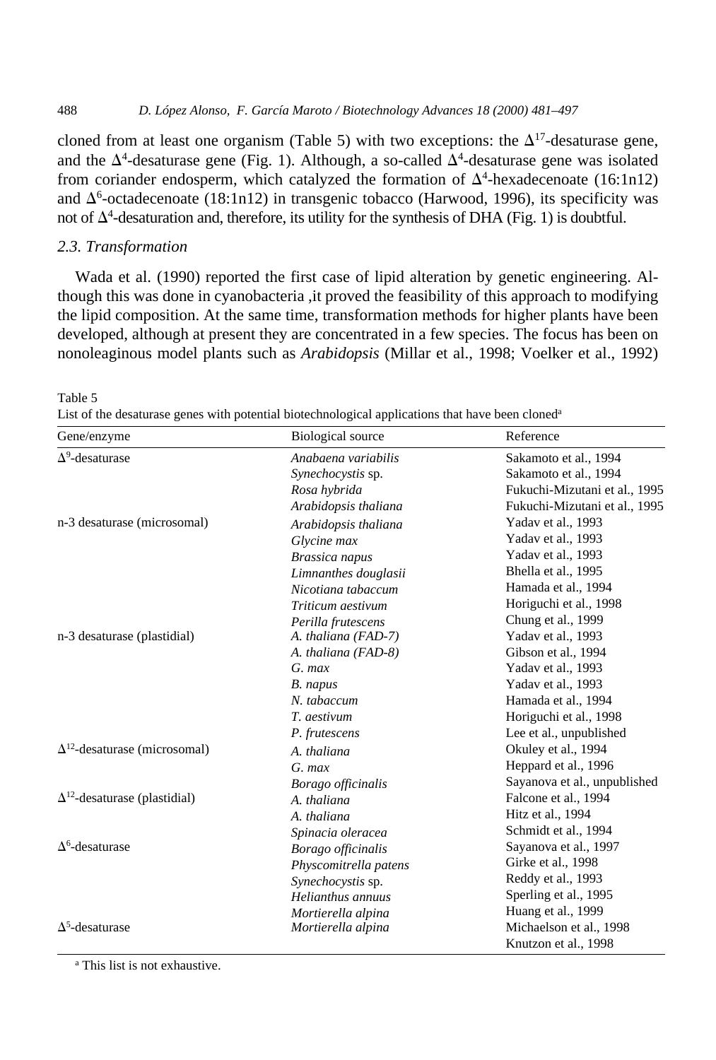cloned from at least one organism (Table 5) with two exceptions: the $\Delta^{17}$-desaturase gene, and the $\Delta^{4}$-desaturase gene (Fig. 1). Although, a so-called $\Delta^{4}$-desaturase gene was isolated from coriander endosperm, which catalyzed the formation of $\Delta^{4}$-hexadecenoate (16:1n12) and $\Delta^{6}$-octadecenoate (18:1n12) in transgenic tobacco (Harwood, 1996), its specificity was not of $\Delta^{4}$-desaturation and, therefore, its utility for the synthesis of DHA (Fig. 1) is doubtful.

### 2.3. Transformation

Wada et al. (1990) reported the first case of lipid alteration by genetic engineering. Although this was done in cyanobacteria ,it proved the feasibility of this approach to modifying the lipid composition. At the same time, transformation methods for higher plants have been developed, although at present they are concentrated in a few species. The focus has been on nonoleaginous model plants such as *Arabidopsis* (Millar et al., 1998; Voelker et al., 1992)

Table 5
List of the desaturase genes with potential biotechnological applications that have been cloned[a]

| Gene/enzyme | Biological source | Reference |
|---|---|---|
| $\Delta^{9}$-desaturase | *Anabaena variabilis* | Sakamoto et al., 1994 |
| | *Synechocystis* sp. | Sakamoto et al., 1994 |
| | *Rosa hybrida* | Fukuchi-Mizutani et al., 1995 |
| | *Arabidopsis thaliana* | Fukuchi-Mizutani et al., 1995 |
| n-3 desaturase (microsomal) | *Arabidopsis thaliana* | Yadav et al., 1993 |
| | *Glycine max* | Yadav et al., 1993 |
| | *Brassica napus* | Yadav et al., 1993 |
| | *Limnanthes douglasii* | Bhella et al., 1995 |
| | *Nicotiana tabaccum* | Hamada et al., 1994 |
| | *Triticum aestivum* | Horiguchi et al., 1998 |
| | *Perilla frutescens* | Chung et al., 1999 |
| n-3 desaturase (plastidial) | *A. thaliana (FAD-7)* | Yadav et al., 1993 |
| | *A. thaliana (FAD-8)* | Gibson et al., 1994 |
| | *G. max* | Yadav et al., 1993 |
| | *B. napus* | Yadav et al., 1993 |
| | *N. tabaccum* | Hamada et al., 1994 |
| | *T. aestivum* | Horiguchi et al., 1998 |
| | *P. frutescens* | Lee et al., unpublished |
| $\Delta^{12}$-desaturase (microsomal) | *A. thaliana* | Okuley et al., 1994 |
| | *G. max* | Heppard et al., 1996 |
| | *Borago officinalis* | Sayanova et al., unpublished |
| $\Delta^{12}$-desaturase (plastidial) | *A. thaliana* | Falcone et al., 1994 |
| | *A. thaliana* | Hitz et al., 1994 |
| | *Spinacia oleracea* | Schmidt et al., 1994 |
| $\Delta^{6}$-desaturase | *Borago officinalis* | Sayanova et al., 1997 |
| | *Physcomitrella patens* | Girke et al., 1998 |
| | *Synechocystis* sp. | Reddy et al., 1993 |
| | *Helianthus annuus* | Sperling et al., 1995 |
| | *Mortierella alpina* | Huang et al., 1999 |
| $\Delta^{5}$-desaturase | *Mortierella alpina* | Michaelson et al., 1998 |
| | | Knutzon et al., 1998 |

[a] This list is not exhaustive.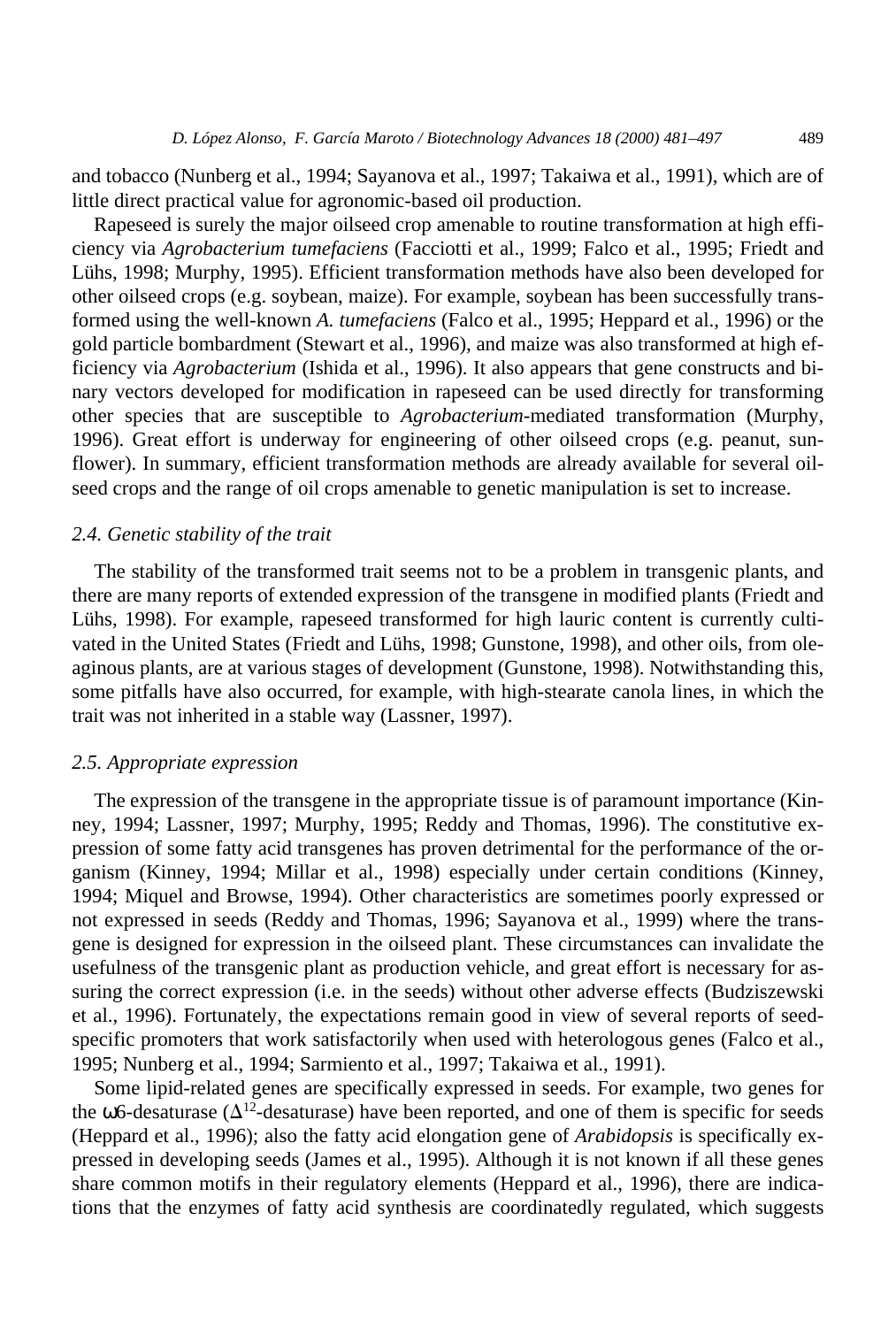and tobacco (Nunberg et al., 1994; Sayanova et al., 1997; Takaiwa et al., 1991), which are of little direct practical value for agronomic-based oil production.

Rapeseed is surely the major oilseed crop amenable to routine transformation at high efficiency via *Agrobacterium tumefaciens* (Facciotti et al., 1999; Falco et al., 1995; Friedt and Lühs, 1998; Murphy, 1995). Efficient transformation methods have also been developed for other oilseed crops (e.g. soybean, maize). For example, soybean has been successfully transformed using the well-known *A. tumefaciens* (Falco et al., 1995; Heppard et al., 1996) or the gold particle bombardment (Stewart et al., 1996), and maize was also transformed at high efficiency via *Agrobacterium* (Ishida et al., 1996). It also appears that gene constructs and binary vectors developed for modification in rapeseed can be used directly for transforming other species that are susceptible to *Agrobacterium*-mediated transformation (Murphy, 1996). Great effort is underway for engineering of other oilseed crops (e.g. peanut, sunflower). In summary, efficient transformation methods are already available for several oilseed crops and the range of oil crops amenable to genetic manipulation is set to increase.

### *2.4. Genetic stability of the trait*

The stability of the transformed trait seems not to be a problem in transgenic plants, and there are many reports of extended expression of the transgene in modified plants (Friedt and Lühs, 1998). For example, rapeseed transformed for high lauric content is currently cultivated in the United States (Friedt and Lühs, 1998; Gunstone, 1998), and other oils, from oleaginous plants, are at various stages of development (Gunstone, 1998). Notwithstanding this, some pitfalls have also occurred, for example, with high-stearate canola lines, in which the trait was not inherited in a stable way (Lassner, 1997).

### *2.5. Appropriate expression*

The expression of the transgene in the appropriate tissue is of paramount importance (Kinney, 1994; Lassner, 1997; Murphy, 1995; Reddy and Thomas, 1996). The constitutive expression of some fatty acid transgenes has proven detrimental for the performance of the organism (Kinney, 1994; Millar et al., 1998) especially under certain conditions (Kinney, 1994; Miquel and Browse, 1994). Other characteristics are sometimes poorly expressed or not expressed in seeds (Reddy and Thomas, 1996; Sayanova et al., 1999) where the transgene is designed for expression in the oilseed plant. These circumstances can invalidate the usefulness of the transgenic plant as production vehicle, and great effort is necessary for assuring the correct expression (i.e. in the seeds) without other adverse effects (Budziszewski et al., 1996). Fortunately, the expectations remain good in view of several reports of seed-specific promoters that work satisfactorily when used with heterologous genes (Falco et al., 1995; Nunberg et al., 1994; Sarmiento et al., 1997; Takaiwa et al., 1991).

Some lipid-related genes are specifically expressed in seeds. For example, two genes for the $\omega 6$-desaturase ($\Delta^{12}$-desaturase) have been reported, and one of them is specific for seeds (Heppard et al., 1996); also the fatty acid elongation gene of *Arabidopsis* is specifically expressed in developing seeds (James et al., 1995). Although it is not known if all these genes share common motifs in their regulatory elements (Heppard et al., 1996), there are indications that the enzymes of fatty acid synthesis are coordinatedly regulated, which suggests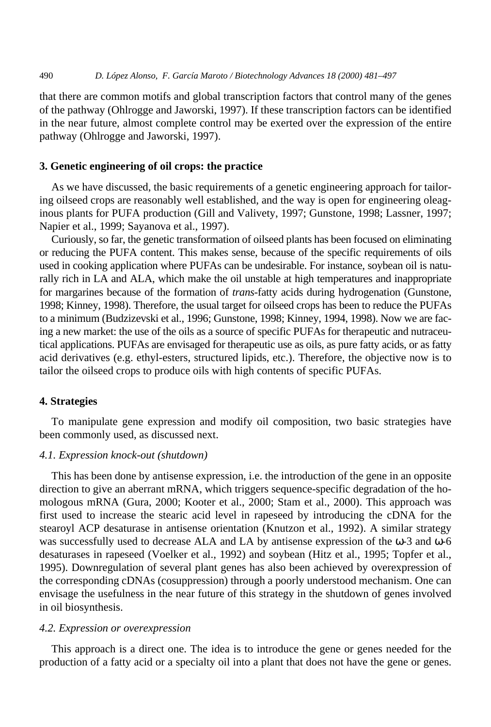that there are common motifs and global transcription factors that control many of the genes of the pathway (Ohlrogge and Jaworski, 1997). If these transcription factors can be identified in the near future, almost complete control may be exerted over the expression of the entire pathway (Ohlrogge and Jaworski, 1997).

## 3. Genetic engineering of oil crops: the practice

As we have discussed, the basic requirements of a genetic engineering approach for tailoring oilseed crops are reasonably well established, and the way is open for engineering oleaginous plants for PUFA production (Gill and Valivety, 1997; Gunstone, 1998; Lassner, 1997; Napier et al., 1999; Sayanova et al., 1997).

Curiously, so far, the genetic transformation of oilseed plants has been focused on eliminating or reducing the PUFA content. This makes sense, because of the specific requirements of oils used in cooking application where PUFAs can be undesirable. For instance, soybean oil is naturally rich in LA and ALA, which make the oil unstable at high temperatures and inappropriate for margarines because of the formation of *trans*-fatty acids during hydrogenation (Gunstone, 1998; Kinney, 1998). Therefore, the usual target for oilseed crops has been to reduce the PUFAs to a minimum (Budzizevski et al., 1996; Gunstone, 1998; Kinney, 1994, 1998). Now we are facing a new market: the use of the oils as a source of specific PUFAs for therapeutic and nutraceutical applications. PUFAs are envisaged for therapeutic use as oils, as pure fatty acids, or as fatty acid derivatives (e.g. ethyl-esters, structured lipids, etc.). Therefore, the objective now is to tailor the oilseed crops to produce oils with high contents of specific PUFAs.

## 4. Strategies

To manipulate gene expression and modify oil composition, two basic strategies have been commonly used, as discussed next.

### *4.1. Expression knock-out (shutdown)*

This has been done by antisense expression, i.e. the introduction of the gene in an opposite direction to give an aberrant mRNA, which triggers sequence-specific degradation of the homologous mRNA (Gura, 2000; Kooter et al., 2000; Stam et al., 2000). This approach was first used to increase the stearic acid level in rapeseed by introducing the cDNA for the stearoyl ACP desaturase in antisense orientation (Knutzon et al., 1992). A similar strategy was successfully used to decrease ALA and LA by antisense expression of the $\omega$-3 and $\omega$-6 desaturases in rapeseed (Voelker et al., 1992) and soybean (Hitz et al., 1995; Topfer et al., 1995). Downregulation of several plant genes has also been achieved by overexpression of the corresponding cDNAs (cosuppression) through a poorly understood mechanism. One can envisage the usefulness in the near future of this strategy in the shutdown of genes involved in oil biosynthesis.

### *4.2. Expression or overexpression*

This approach is a direct one. The idea is to introduce the gene or genes needed for the production of a fatty acid or a specialty oil into a plant that does not have the gene or genes.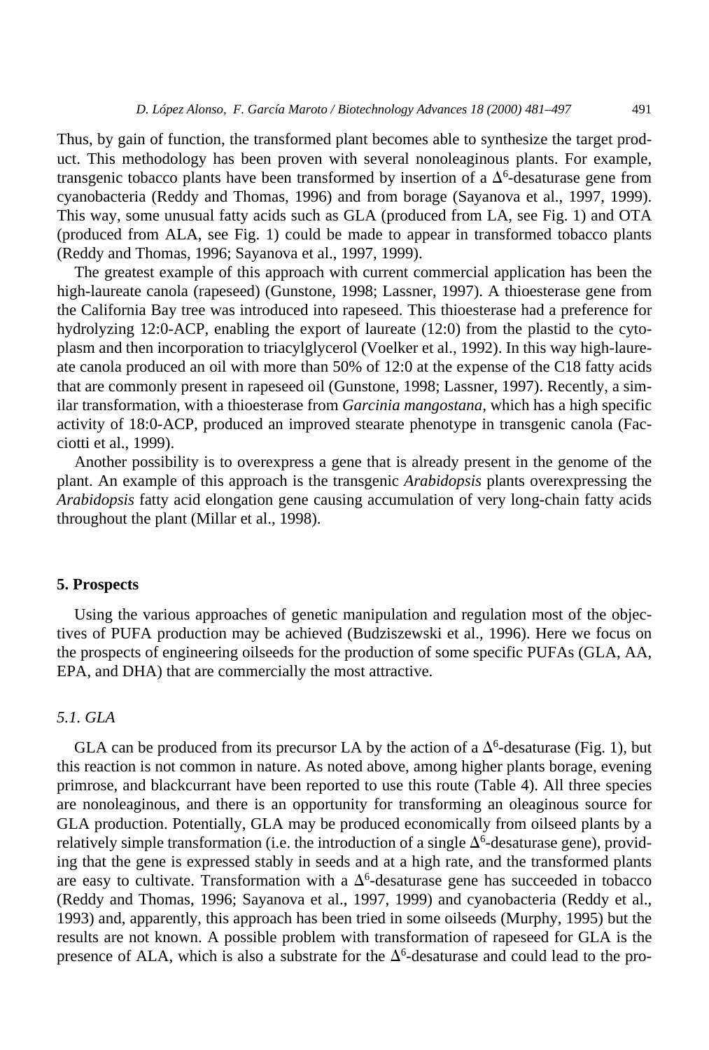Thus, by gain of function, the transformed plant becomes able to synthesize the target product. This methodology has been proven with several nonoleaginous plants. For example, transgenic tobacco plants have been transformed by insertion of a $\Delta^6$-desaturase gene from cyanobacteria (Reddy and Thomas, 1996) and from borage (Sayanova et al., 1997, 1999). This way, some unusual fatty acids such as GLA (produced from LA, see Fig. 1) and OTA (produced from ALA, see Fig. 1) could be made to appear in transformed tobacco plants (Reddy and Thomas, 1996; Sayanova et al., 1997, 1999).

The greatest example of this approach with current commercial application has been the high-laureate canola (rapeseed) (Gunstone, 1998; Lassner, 1997). A thioesterase gene from the California Bay tree was introduced into rapeseed. This thioesterase had a preference for hydrolyzing 12:0-ACP, enabling the export of laureate (12:0) from the plastid to the cytoplasm and then incorporation to triacylglycerol (Voelker et al., 1992). In this way high-laureate canola produced an oil with more than 50% of 12:0 at the expense of the C18 fatty acids that are commonly present in rapeseed oil (Gunstone, 1998; Lassner, 1997). Recently, a similar transformation, with a thioesterase from *Garcinia mangostana*, which has a high specific activity of 18:0-ACP, produced an improved stearate phenotype in transgenic canola (Facciotti et al., 1999).

Another possibility is to overexpress a gene that is already present in the genome of the plant. An example of this approach is the transgenic *Arabidopsis* plants overexpressing the *Arabidopsis* fatty acid elongation gene causing accumulation of very long-chain fatty acids throughout the plant (Millar et al., 1998).

## 5. Prospects

Using the various approaches of genetic manipulation and regulation most of the objectives of PUFA production may be achieved (Budziszewski et al., 1996). Here we focus on the prospects of engineering oilseeds for the production of some specific PUFAs (GLA, AA, EPA, and DHA) that are commercially the most attractive.

### *5.1. GLA*

GLA can be produced from its precursor LA by the action of a $\Delta^6$-desaturase (Fig. 1), but this reaction is not common in nature. As noted above, among higher plants borage, evening primrose, and blackcurrant have been reported to use this route (Table 4). All three species are nonoleaginous, and there is an opportunity for transforming an oleaginous source for GLA production. Potentially, GLA may be produced economically from oilseed plants by a relatively simple transformation (i.e. the introduction of a single $\Delta^6$-desaturase gene), providing that the gene is expressed stably in seeds and at a high rate, and the transformed plants are easy to cultivate. Transformation with a $\Delta^6$-desaturase gene has succeeded in tobacco (Reddy and Thomas, 1996; Sayanova et al., 1997, 1999) and cyanobacteria (Reddy et al., 1993) and, apparently, this approach has been tried in some oilseeds (Murphy, 1995) but the results are not known. A possible problem with transformation of rapeseed for GLA is the presence of ALA, which is also a substrate for the $\Delta^6$-desaturase and could lead to the pro-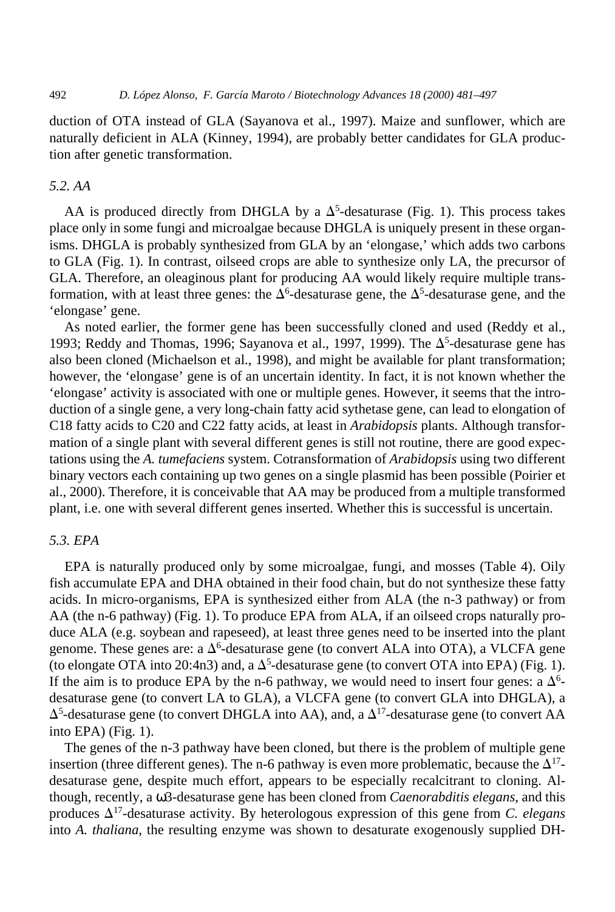duction of OTA instead of GLA (Sayanova et al., 1997). Maize and sunflower, which are naturally deficient in ALA (Kinney, 1994), are probably better candidates for GLA production after genetic transformation.

### 5.2. AA

AA is produced directly from DHGLA by a $\Delta^5$-desaturase (Fig. 1). This process takes place only in some fungi and microalgae because DHGLA is uniquely present in these organisms. DHGLA is probably synthesized from GLA by an 'elongase,' which adds two carbons to GLA (Fig. 1). In contrast, oilseed crops are able to synthesize only LA, the precursor of GLA. Therefore, an oleaginous plant for producing AA would likely require multiple transformation, with at least three genes: the $\Delta^6$-desaturase gene, the $\Delta^5$-desaturase gene, and the 'elongase' gene.

As noted earlier, the former gene has been successfully cloned and used (Reddy et al., 1993; Reddy and Thomas, 1996; Sayanova et al., 1997, 1999). The $\Delta^5$-desaturase gene has also been cloned (Michaelson et al., 1998), and might be available for plant transformation; however, the 'elongase' gene is of an uncertain identity. In fact, it is not known whether the 'elongase' activity is associated with one or multiple genes. However, it seems that the introduction of a single gene, a very long-chain fatty acid sythetase gene, can lead to elongation of C18 fatty acids to C20 and C22 fatty acids, at least in *Arabidopsis* plants. Although transformation of a single plant with several different genes is still not routine, there are good expectations using the *A. tumefaciens* system. Cotransformation of *Arabidopsis* using two different binary vectors each containing up two genes on a single plasmid has been possible (Poirier et al., 2000). Therefore, it is conceivable that AA may be produced from a multiple transformed plant, i.e. one with several different genes inserted. Whether this is successful is uncertain.

### 5.3. EPA

EPA is naturally produced only by some microalgae, fungi, and mosses (Table 4). Oily fish accumulate EPA and DHA obtained in their food chain, but do not synthesize these fatty acids. In micro-organisms, EPA is synthesized either from ALA (the n-3 pathway) or from AA (the n-6 pathway) (Fig. 1). To produce EPA from ALA, if an oilseed crops naturally produce ALA (e.g. soybean and rapeseed), at least three genes need to be inserted into the plant genome. These genes are: a $\Delta^6$-desaturase gene (to convert ALA into OTA), a VLCFA gene (to elongate OTA into 20:4n3) and, a $\Delta^5$-desaturase gene (to convert OTA into EPA) (Fig. 1). If the aim is to produce EPA by the n-6 pathway, we would need to insert four genes: a $\Delta^6$-desaturase gene (to convert LA to GLA), a VLCFA gene (to convert GLA into DHGLA), a $\Delta^5$-desaturase gene (to convert DHGLA into AA), and, a $\Delta^{17}$-desaturase gene (to convert AA into EPA) (Fig. 1).

The genes of the n-3 pathway have been cloned, but there is the problem of multiple gene insertion (three different genes). The n-6 pathway is even more problematic, because the $\Delta^{17}$-desaturase gene, despite much effort, appears to be especially recalcitrant to cloning. Although, recently, a ω3-desaturase gene has been cloned from *Caenorabditis elegans*, and this produces $\Delta^{17}$-desaturase activity. By heterologous expression of this gene from *C. elegans* into *A. thaliana*, the resulting enzyme was shown to desaturate exogenously supplied DH-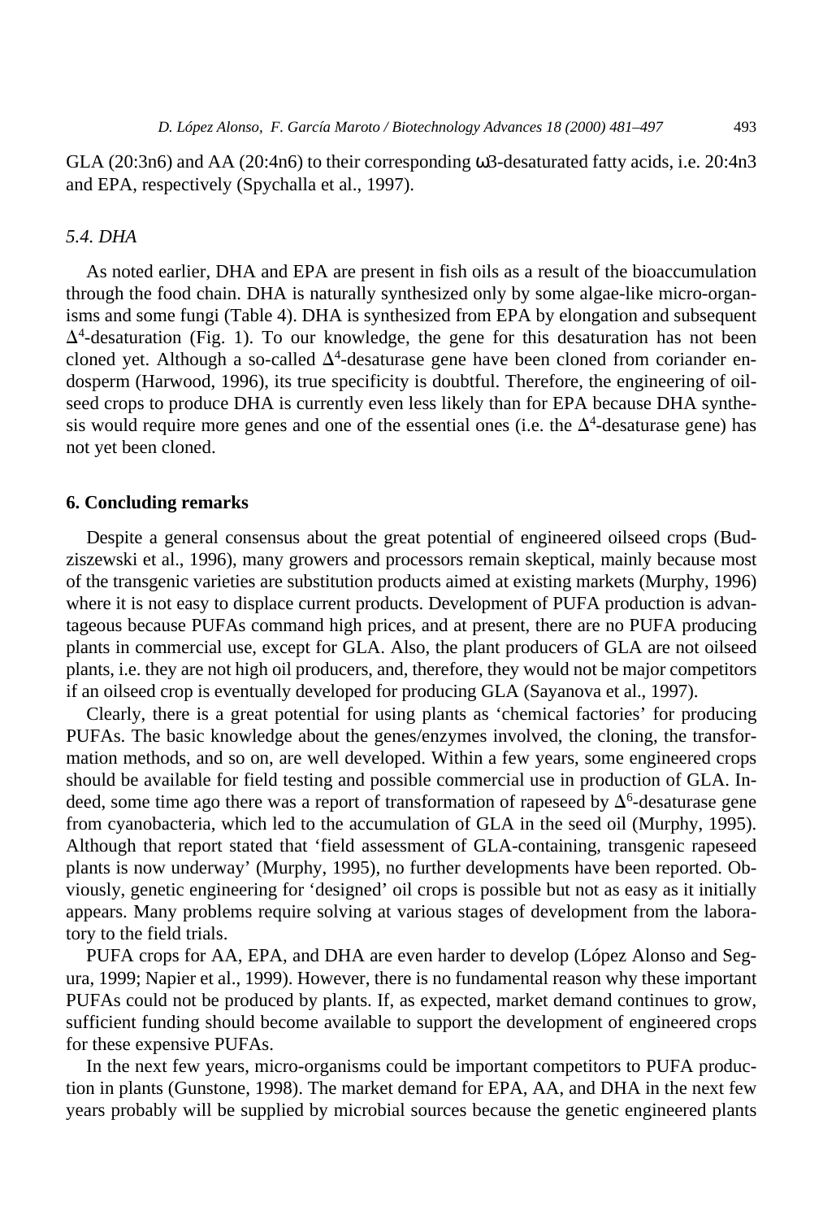GLA (20:3n6) and AA (20:4n6) to their corresponding ω3-desaturated fatty acids, i.e. 20:4n3 and EPA, respectively (Spychalla et al., 1997).

### *5.4. DHA*

As noted earlier, DHA and EPA are present in fish oils as a result of the bioaccumulation through the food chain. DHA is naturally synthesized only by some algae-like micro-organisms and some fungi (Table 4). DHA is synthesized from EPA by elongation and subsequent $\Delta^4$-desaturation (Fig. 1). To our knowledge, the gene for this desaturation has not been cloned yet. Although a so-called $\Delta^4$-desaturase gene have been cloned from coriander endosperm (Harwood, 1996), its true specificity is doubtful. Therefore, the engineering of oilseed crops to produce DHA is currently even less likely than for EPA because DHA synthesis would require more genes and one of the essential ones (i.e. the $\Delta^4$-desaturase gene) has not yet been cloned.

## 6. Concluding remarks

Despite a general consensus about the great potential of engineered oilseed crops (Budziszewski et al., 1996), many growers and processors remain skeptical, mainly because most of the transgenic varieties are substitution products aimed at existing markets (Murphy, 1996) where it is not easy to displace current products. Development of PUFA production is advantageous because PUFAs command high prices, and at present, there are no PUFA producing plants in commercial use, except for GLA. Also, the plant producers of GLA are not oilseed plants, i.e. they are not high oil producers, and, therefore, they would not be major competitors if an oilseed crop is eventually developed for producing GLA (Sayanova et al., 1997).

Clearly, there is a great potential for using plants as 'chemical factories' for producing PUFAs. The basic knowledge about the genes/enzymes involved, the cloning, the transformation methods, and so on, are well developed. Within a few years, some engineered crops should be available for field testing and possible commercial use in production of GLA. Indeed, some time ago there was a report of transformation of rapeseed by $\Delta^6$-desaturase gene from cyanobacteria, which led to the accumulation of GLA in the seed oil (Murphy, 1995). Although that report stated that 'field assessment of GLA-containing, transgenic rapeseed plants is now underway' (Murphy, 1995), no further developments have been reported. Obviously, genetic engineering for 'designed' oil crops is possible but not as easy as it initially appears. Many problems require solving at various stages of development from the laboratory to the field trials.

PUFA crops for AA, EPA, and DHA are even harder to develop (López Alonso and Segura, 1999; Napier et al., 1999). However, there is no fundamental reason why these important PUFAs could not be produced by plants. If, as expected, market demand continues to grow, sufficient funding should become available to support the development of engineered crops for these expensive PUFAs.

In the next few years, micro-organisms could be important competitors to PUFA production in plants (Gunstone, 1998). The market demand for EPA, AA, and DHA in the next few years probably will be supplied by microbial sources because the genetic engineered plants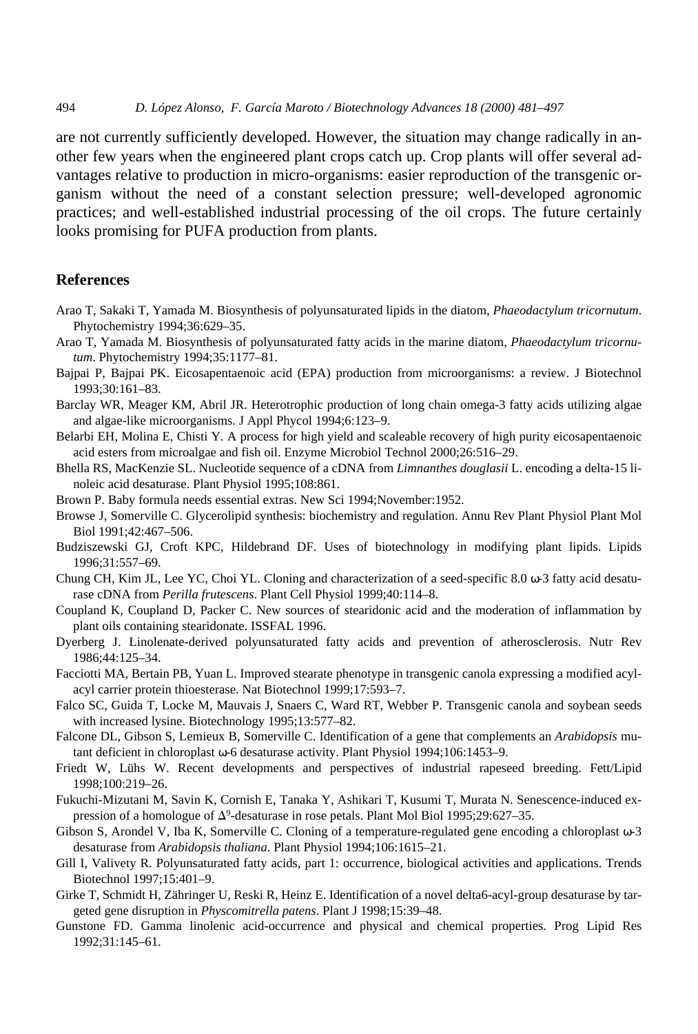are not currently sufficiently developed. However, the situation may change radically in another few years when the engineered plant crops catch up. Crop plants will offer several advantages relative to production in micro-organisms: easier reproduction of the transgenic organism without the need of a constant selection pressure; well-developed agronomic practices; and well-established industrial processing of the oil crops. The future certainly looks promising for PUFA production from plants.

## References

Arao T, Sakaki T, Yamada M. Biosynthesis of polyunsaturated lipids in the diatom, *Phaeodactylum tricornutum*. Phytochemistry 1994;36:629–35.

Arao T, Yamada M. Biosynthesis of polyunsaturated fatty acids in the marine diatom, *Phaeodactylum tricornutum*. Phytochemistry 1994;35:1177–81.

Bajpai P, Bajpai PK. Eicosapentaenoic acid (EPA) production from microorganisms: a review. J Biotechnol 1993;30:161–83.

Barclay WR, Meager KM, Abril JR. Heterotrophic production of long chain omega-3 fatty acids utilizing algae and algae-like microorganisms. J Appl Phycol 1994;6:123–9.

Belarbi EH, Molina E, Chisti Y. A process for high yield and scaleable recovery of high purity eicosapentaenoic acid esters from microalgae and fish oil. Enzyme Microbiol Technol 2000;26:516–29.

Bhella RS, MacKenzie SL. Nucleotide sequence of a cDNA from *Limnanthes douglasii* L. encoding a delta-15 linoleic acid desaturase. Plant Physiol 1995;108:861.

Brown P. Baby formula needs essential extras. New Sci 1994;November:1952.

Browse J, Somerville C. Glycerolipid synthesis: biochemistry and regulation. Annu Rev Plant Physiol Plant Mol Biol 1991;42:467–506.

Budziszewski GJ, Croft KPC, Hildebrand DF. Uses of biotechnology in modifying plant lipids. Lipids 1996;31:557–69.

Chung CH, Kim JL, Lee YC, Choi YL. Cloning and characterization of a seed-specific 8.0 ω-3 fatty acid desaturase cDNA from *Perilla frutescens*. Plant Cell Physiol 1999;40:114–8.

Coupland K, Coupland D, Packer C. New sources of stearidonic acid and the moderation of inflammation by plant oils containing stearidonate. ISSFAL 1996.

Dyerberg J. Linolenate-derived polyunsaturated fatty acids and prevention of atherosclerosis. Nutr Rev 1986;44:125–34.

Facciotti MA, Bertain PB, Yuan L. Improved stearate phenotype in transgenic canola expressing a modified acyl-acyl carrier protein thioesterase. Nat Biotechnol 1999;17:593–7.

Falco SC, Guida T, Locke M, Mauvais J, Snaers C, Ward RT, Webber P. Transgenic canola and soybean seeds with increased lysine. Biotechnology 1995;13:577–82.

Falcone DL, Gibson S, Lemieux B, Somerville C. Identification of a gene that complements an *Arabidopsis* mutant deficient in chloroplast ω-6 desaturase activity. Plant Physiol 1994;106:1453–9.

Friedt W, Lühs W. Recent developments and perspectives of industrial rapeseed breeding. Fett/Lipid 1998;100:219–26.

Fukuchi-Mizutani M, Savin K, Cornish E, Tanaka Y, Ashikari T, Kusumi T, Murata N. Senescence-induced expression of a homologue of $\Delta^9$-desaturase in rose petals. Plant Mol Biol 1995;29:627–35.

Gibson S, Arondel V, Iba K, Somerville C. Cloning of a temperature-regulated gene encoding a chloroplast ω-3 desaturase from *Arabidopsis thaliana*. Plant Physiol 1994;106:1615–21.

Gill I, Valivety R. Polyunsaturated fatty acids, part 1: occurrence, biological activities and applications. Trends Biotechnol 1997;15:401–9.

Girke T, Schmidt H, Zähringer U, Reski R, Heinz E. Identification of a novel delta6-acyl-group desaturase by targeted gene disruption in *Physcomitrella patens*. Plant J 1998;15:39–48.

Gunstone FD. Gamma linolenic acid-occurrence and physical and chemical properties. Prog Lipid Res 1992;31:145–61.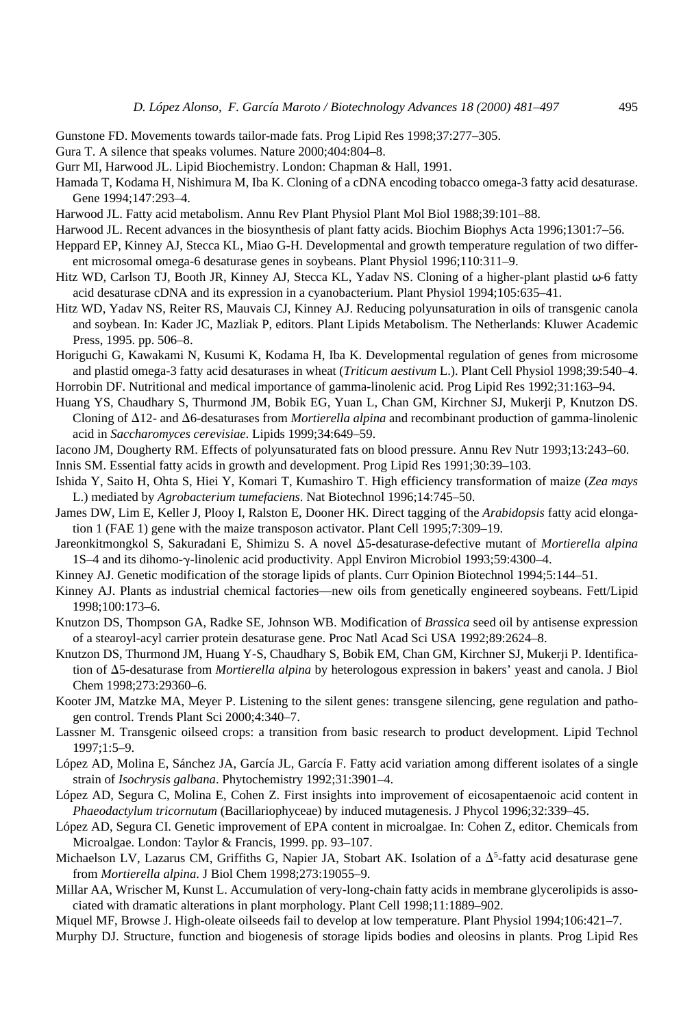Gunstone FD. Movements towards tailor-made fats. Prog Lipid Res 1998;37:277–305.

Gura T. A silence that speaks volumes. Nature 2000;404:804–8.

Gurr MI, Harwood JL. Lipid Biochemistry. London: Chapman & Hall, 1991.

Hamada T, Kodama H, Nishimura M, Iba K. Cloning of a cDNA encoding tobacco omega-3 fatty acid desaturase. Gene 1994;147:293–4.

Harwood JL. Fatty acid metabolism. Annu Rev Plant Physiol Plant Mol Biol 1988;39:101–88.

Harwood JL. Recent advances in the biosynthesis of plant fatty acids. Biochim Biophys Acta 1996;1301:7–56.

Heppard EP, Kinney AJ, Stecca KL, Miao G-H. Developmental and growth temperature regulation of two different microsomal omega-6 desaturase genes in soybeans. Plant Physiol 1996;110:311–9.

Hitz WD, Carlson TJ, Booth JR, Kinney AJ, Stecca KL, Yadav NS. Cloning of a higher-plant plastid ω-6 fatty acid desaturase cDNA and its expression in a cyanobacterium. Plant Physiol 1994;105:635–41.

Hitz WD, Yadav NS, Reiter RS, Mauvais CJ, Kinney AJ. Reducing polyunsaturation in oils of transgenic canola and soybean. In: Kader JC, Mazliak P, editors. Plant Lipids Metabolism. The Netherlands: Kluwer Academic Press, 1995. pp. 506–8.

Horiguchi G, Kawakami N, Kusumi K, Kodama H, Iba K. Developmental regulation of genes from microsome and plastid omega-3 fatty acid desaturases in wheat (*Triticum aestivum* L.). Plant Cell Physiol 1998;39:540–4.

Horrobin DF. Nutritional and medical importance of gamma-linolenic acid. Prog Lipid Res 1992;31:163–94.

Huang YS, Chaudhary S, Thurmond JM, Bobik EG, Yuan L, Chan GM, Kirchner SJ, Mukerji P, Knutzon DS. Cloning of Δ12- and Δ6-desaturases from *Mortierella alpina* and recombinant production of gamma-linolenic acid in *Saccharomyces cerevisiae*. Lipids 1999;34:649–59.

Iacono JM, Dougherty RM. Effects of polyunsaturated fats on blood pressure. Annu Rev Nutr 1993;13:243–60.

Innis SM. Essential fatty acids in growth and development. Prog Lipid Res 1991;30:39–103.

Ishida Y, Saito H, Ohta S, Hiei Y, Komari T, Kumashiro T. High efficiency transformation of maize (*Zea mays* L.) mediated by *Agrobacterium tumefaciens*. Nat Biotechnol 1996;14:745–50.

James DW, Lim E, Keller J, Plooy I, Ralston E, Dooner HK. Direct tagging of the *Arabidopsis* fatty acid elongation 1 (FAE 1) gene with the maize transposon activator. Plant Cell 1995;7:309–19.

Jareonkitmongkol S, Sakuradani E, Shimizu S. A novel Δ5-desaturase-defective mutant of *Mortierella alpina* 1S–4 and its dihomo-γ-linolenic acid productivity. Appl Environ Microbiol 1993;59:4300–4.

Kinney AJ. Genetic modification of the storage lipids of plants. Curr Opinion Biotechnol 1994;5:144–51.

Kinney AJ. Plants as industrial chemical factories—new oils from genetically engineered soybeans. Fett/Lipid 1998;100:173–6.

Knutzon DS, Thompson GA, Radke SE, Johnson WB. Modification of *Brassica* seed oil by antisense expression of a stearoyl-acyl carrier protein desaturase gene. Proc Natl Acad Sci USA 1992;89:2624–8.

Knutzon DS, Thurmond JM, Huang Y-S, Chaudhary S, Bobik EM, Chan GM, Kirchner SJ, Mukerji P. Identification of Δ5-desaturase from *Mortierella alpina* by heterologous expression in bakers' yeast and canola. J Biol Chem 1998;273:29360–6.

Kooter JM, Matzke MA, Meyer P. Listening to the silent genes: transgene silencing, gene regulation and pathogen control. Trends Plant Sci 2000;4:340–7.

Lassner M. Transgenic oilseed crops: a transition from basic research to product development. Lipid Technol 1997;1:5–9.

López AD, Molina E, Sánchez JA, García JL, García F. Fatty acid variation among different isolates of a single strain of *Isochrysis galbana*. Phytochemistry 1992;31:3901–4.

López AD, Segura C, Molina E, Cohen Z. First insights into improvement of eicosapentaenoic acid content in *Phaeodactylum tricornutum* (Bacillariophyceae) by induced mutagenesis. J Phycol 1996;32:339–45.

López AD, Segura CI. Genetic improvement of EPA content in microalgae. In: Cohen Z, editor. Chemicals from Microalgae. London: Taylor & Francis, 1999. pp. 93–107.

Michaelson LV, Lazarus CM, Griffiths G, Napier JA, Stobart AK. Isolation of a $\Delta^5$-fatty acid desaturase gene from *Mortierella alpina*. J Biol Chem 1998;273:19055–9.

Millar AA, Wrischer M, Kunst L. Accumulation of very-long-chain fatty acids in membrane glycerolipids is associated with dramatic alterations in plant morphology. Plant Cell 1998;11:1889–902.

Miquel MF, Browse J. High-oleate oilseeds fail to develop at low temperature. Plant Physiol 1994;106:421–7.

Murphy DJ. Structure, function and biogenesis of storage lipids bodies and oleosins in plants. Prog Lipid Res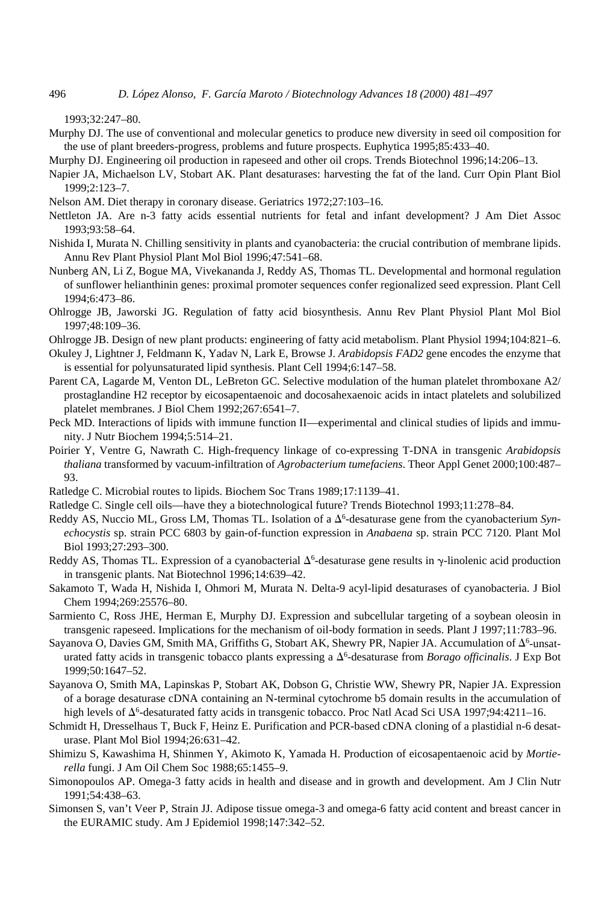1993;32:247–80.

Murphy DJ. The use of conventional and molecular genetics to produce new diversity in seed oil composition for the use of plant breeders-progress, problems and future prospects. Euphytica 1995;85:433–40.

Murphy DJ. Engineering oil production in rapeseed and other oil crops. Trends Biotechnol 1996;14:206–13.

Napier JA, Michaelson LV, Stobart AK. Plant desaturases: harvesting the fat of the land. Curr Opin Plant Biol 1999;2:123–7.

Nelson AM. Diet therapy in coronary disease. Geriatrics 1972;27:103–16.

Nettleton JA. Are n-3 fatty acids essential nutrients for fetal and infant development? J Am Diet Assoc 1993;93:58–64.

Nishida I, Murata N. Chilling sensitivity in plants and cyanobacteria: the crucial contribution of membrane lipids. Annu Rev Plant Physiol Plant Mol Biol 1996;47:541–68.

Nunberg AN, Li Z, Bogue MA, Vivekananda J, Reddy AS, Thomas TL. Developmental and hormonal regulation of sunflower helianthinin genes: proximal promoter sequences confer regionalized seed expression. Plant Cell 1994;6:473–86.

Ohlrogge JB, Jaworski JG. Regulation of fatty acid biosynthesis. Annu Rev Plant Physiol Plant Mol Biol 1997;48:109–36.

Ohlrogge JB. Design of new plant products: engineering of fatty acid metabolism. Plant Physiol 1994;104:821–6.

Okuley J, Lightner J, Feldmann K, Yadav N, Lark E, Browse J. *Arabidopsis FAD2* gene encodes the enzyme that is essential for polyunsaturated lipid synthesis. Plant Cell 1994;6:147–58.

Parent CA, Lagarde M, Venton DL, LeBreton GC. Selective modulation of the human platelet thromboxane A2/prostaglandine H2 receptor by eicosapentaenoic and docosahexaenoic acids in intact platelets and solubilized platelet membranes. J Biol Chem 1992;267:6541–7.

Peck MD. Interactions of lipids with immune function II—experimental and clinical studies of lipids and immunity. J Nutr Biochem 1994;5:514–21.

Poirier Y, Ventre G, Nawrath C. High-frequency linkage of co-expressing T-DNA in transgenic *Arabidopsis thaliana* transformed by vacuum-infiltration of *Agrobacterium tumefaciens*. Theor Appl Genet 2000;100:487–93.

Ratledge C. Microbial routes to lipids. Biochem Soc Trans 1989;17:1139–41.

Ratledge C. Single cell oils—have they a biotechnological future? Trends Biotechnol 1993;11:278–84.

Reddy AS, Nuccio ML, Gross LM, Thomas TL. Isolation of a $\Delta^6$-desaturase gene from the cyanobacterium *Synechocystis* sp. strain PCC 6803 by gain-of-function expression in *Anabaena* sp. strain PCC 7120. Plant Mol Biol 1993;27:293–300.

Reddy AS, Thomas TL. Expression of a cyanobacterial $\Delta^6$-desaturase gene results in $\gamma$-linolenic acid production in transgenic plants. Nat Biotechnol 1996;14:639–42.

Sakamoto T, Wada H, Nishida I, Ohmori M, Murata N. Delta-9 acyl-lipid desaturases of cyanobacteria. J Biol Chem 1994;269:25576–80.

Sarmiento C, Ross JHE, Herman E, Murphy DJ. Expression and subcellular targeting of a soybean oleosin in transgenic rapeseed. Implications for the mechanism of oil-body formation in seeds. Plant J 1997;11:783–96.

Sayanova O, Davies GM, Smith MA, Griffiths G, Stobart AK, Shewry PR, Napier JA. Accumulation of $\Delta^6$-unsaturated fatty acids in transgenic tobacco plants expressing a $\Delta^6$-desaturase from *Borago officinalis*. J Exp Bot 1999;50:1647–52.

Sayanova O, Smith MA, Lapinskas P, Stobart AK, Dobson G, Christie WW, Shewry PR, Napier JA. Expression of a borage desaturase cDNA containing an N-terminal cytochrome b5 domain results in the accumulation of high levels of $\Delta^6$-desaturated fatty acids in transgenic tobacco. Proc Natl Acad Sci USA 1997;94:4211–16.

Schmidt H, Dresselhaus T, Buck F, Heinz E. Purification and PCR-based cDNA cloning of a plastidial n-6 desaturase. Plant Mol Biol 1994;26:631–42.

Shimizu S, Kawashima H, Shinmen Y, Akimoto K, Yamada H. Production of eicosapentaenoic acid by *Mortierella* fungi. J Am Oil Chem Soc 1988;65:1455–9.

Simonopoulos AP. Omega-3 fatty acids in health and disease and in growth and development. Am J Clin Nutr 1991;54:438–63.

Simonsen S, van't Veer P, Strain JJ. Adipose tissue omega-3 and omega-6 fatty acid content and breast cancer in the EURAMIC study. Am J Epidemiol 1998;147:342–52.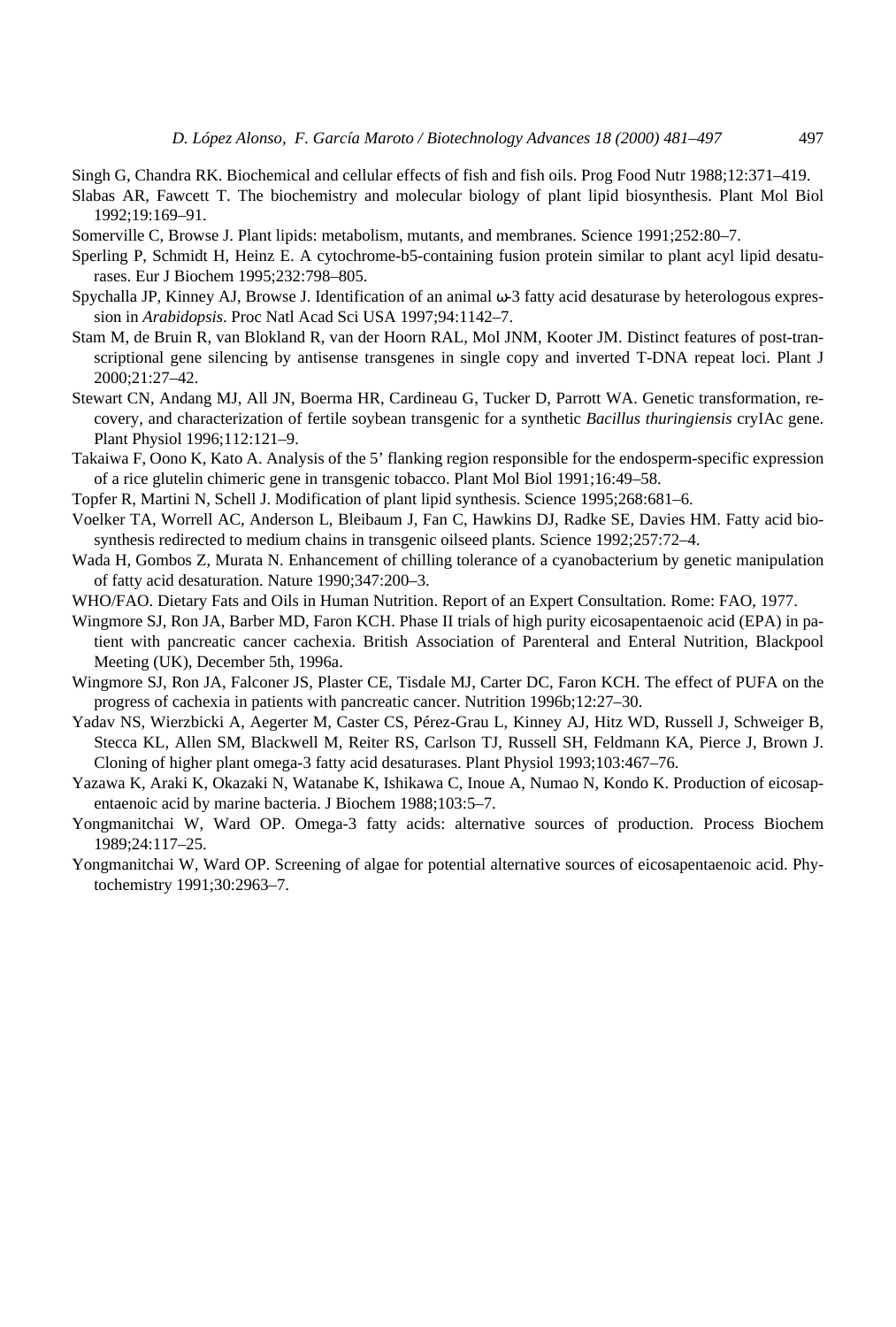Singh G, Chandra RK. Biochemical and cellular effects of fish and fish oils. Prog Food Nutr 1988;12:371–419.

Slabas AR, Fawcett T. The biochemistry and molecular biology of plant lipid biosynthesis. Plant Mol Biol 1992;19:169–91.

Somerville C, Browse J. Plant lipids: metabolism, mutants, and membranes. Science 1991;252:80–7.

Sperling P, Schmidt H, Heinz E. A cytochrome-b5-containing fusion protein similar to plant acyl lipid desaturases. Eur J Biochem 1995;232:798–805.

Spychalla JP, Kinney AJ, Browse J. Identification of an animal ω-3 fatty acid desaturase by heterologous expression in *Arabidopsis*. Proc Natl Acad Sci USA 1997;94:1142–7.

Stam M, de Bruin R, van Blokland R, van der Hoorn RAL, Mol JNM, Kooter JM. Distinct features of post-transcriptional gene silencing by antisense transgenes in single copy and inverted T-DNA repeat loci. Plant J 2000;21:27–42.

Stewart CN, Andang MJ, All JN, Boerma HR, Cardineau G, Tucker D, Parrott WA. Genetic transformation, recovery, and characterization of fertile soybean transgenic for a synthetic *Bacillus thuringiensis* cryIAc gene. Plant Physiol 1996;112:121–9.

Takaiwa F, Oono K, Kato A. Analysis of the 5' flanking region responsible for the endosperm-specific expression of a rice glutelin chimeric gene in transgenic tobacco. Plant Mol Biol 1991;16:49–58.

Topfer R, Martini N, Schell J. Modification of plant lipid synthesis. Science 1995;268:681–6.

Voelker TA, Worrell AC, Anderson L, Bleibaum J, Fan C, Hawkins DJ, Radke SE, Davies HM. Fatty acid biosynthesis redirected to medium chains in transgenic oilseed plants. Science 1992;257:72–4.

Wada H, Gombos Z, Murata N. Enhancement of chilling tolerance of a cyanobacterium by genetic manipulation of fatty acid desaturation. Nature 1990;347:200–3.

WHO/FAO. Dietary Fats and Oils in Human Nutrition. Report of an Expert Consultation. Rome: FAO, 1977.

Wingmore SJ, Ron JA, Barber MD, Faron KCH. Phase II trials of high purity eicosapentaenoic acid (EPA) in patient with pancreatic cancer cachexia. British Association of Parenteral and Enteral Nutrition, Blackpool Meeting (UK), December 5th, 1996a.

Wingmore SJ, Ron JA, Falconer JS, Plaster CE, Tisdale MJ, Carter DC, Faron KCH. The effect of PUFA on the progress of cachexia in patients with pancreatic cancer. Nutrition 1996b;12:27–30.

Yadav NS, Wierzbicki A, Aegerter M, Caster CS, Pérez-Grau L, Kinney AJ, Hitz WD, Russell J, Schweiger B, Stecca KL, Allen SM, Blackwell M, Reiter RS, Carlson TJ, Russell SH, Feldmann KA, Pierce J, Brown J. Cloning of higher plant omega-3 fatty acid desaturases. Plant Physiol 1993;103:467–76.

Yazawa K, Araki K, Okazaki N, Watanabe K, Ishikawa C, Inoue A, Numao N, Kondo K. Production of eicosapentaenoic acid by marine bacteria. J Biochem 1988;103:5–7.

Yongmanitchai W, Ward OP. Omega-3 fatty acids: alternative sources of production. Process Biochem 1989;24:117–25.

Yongmanitchai W, Ward OP. Screening of algae for potential alternative sources of eicosapentaenoic acid. Phytochemistry 1991;30:2963–7.